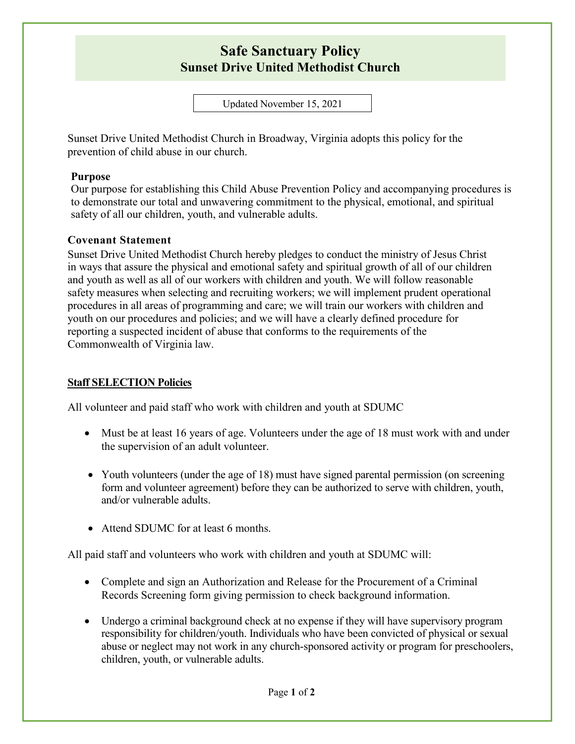# Safe Sanctuary Policy
## Sunset Drive United Methodist Church

Updated November 15, 2021

Sunset Drive United Methodist Church in Broadway, Virginia adopts this policy for the prevention of child abuse in our church.

### Purpose

Our purpose for establishing this Child Abuse Prevention Policy and accompanying procedures is to demonstrate our total and unwavering commitment to the physical, emotional, and spiritual safety of all our children, youth, and vulnerable adults.

### Covenant Statement

Sunset Drive United Methodist Church hereby pledges to conduct the ministry of Jesus Christ in ways that assure the physical and emotional safety and spiritual growth of all of our children and youth as well as all of our workers with children and youth. We will follow reasonable safety measures when selecting and recruiting workers; we will implement prudent operational procedures in all areas of programming and care; we will train our workers with children and youth on our procedures and policies; and we will have a clearly defined procedure for reporting a suspected incident of abuse that conforms to the requirements of the Commonwealth of Virginia law.

### Staff SELECTION Policies

All volunteer and paid staff who work with children and youth at SDUMC

- Must be at least 16 years of age. Volunteers under the age of 18 must work with and under the supervision of an adult volunteer.
- Youth volunteers (under the age of 18) must have signed parental permission (on screening form and volunteer agreement) before they can be authorized to serve with children, youth, and/or vulnerable adults.
- Attend SDUMC for at least 6 months.

All paid staff and volunteers who work with children and youth at SDUMC will:

- Complete and sign an Authorization and Release for the Procurement of a Criminal Records Screening form giving permission to check background information.
- Undergo a criminal background check at no expense if they will have supervisory program responsibility for children/youth. Individuals who have been convicted of physical or sexual abuse or neglect may not work in any church-sponsored activity or program for preschoolers, children, youth, or vulnerable adults.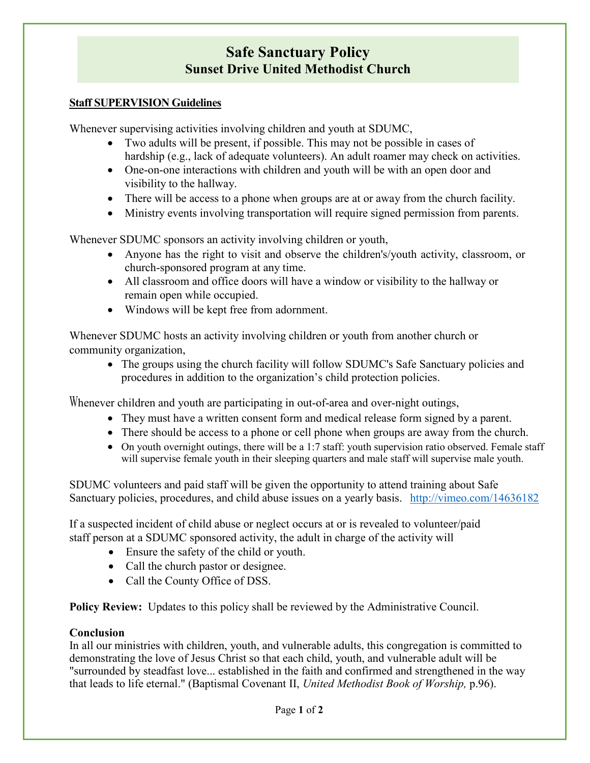# Safe Sanctuary Policy
## Sunset Drive United Methodist Church

**Staff SUPERVISION Guidelines**

Whenever supervising activities involving children and youth at SDUMC,

- Two adults will be present, if possible. This may not be possible in cases of hardship (e.g., lack of adequate volunteers). An adult roamer may check on activities.
- One-on-one interactions with children and youth will be with an open door and visibility to the hallway.
- There will be access to a phone when groups are at or away from the church facility.
- Ministry events involving transportation will require signed permission from parents.

Whenever SDUMC sponsors an activity involving children or youth,

- Anyone has the right to visit and observe the children's/youth activity, classroom, or church-sponsored program at any time.
- All classroom and office doors will have a window or visibility to the hallway or remain open while occupied.
- Windows will be kept free from adornment.

Whenever SDUMC hosts an activity involving children or youth from another church or community organization,

- The groups using the church facility will follow SDUMC's Safe Sanctuary policies and procedures in addition to the organization's child protection policies.

Whenever children and youth are participating in out-of-area and over-night outings,

- They must have a written consent form and medical release form signed by a parent.
- There should be access to a phone or cell phone when groups are away from the church.
- On youth overnight outings, there will be a 1:7 staff: youth supervision ratio observed. Female staff will supervise female youth in their sleeping quarters and male staff will supervise male youth.

SDUMC volunteers and paid staff will be given the opportunity to attend training about Safe Sanctuary policies, procedures, and child abuse issues on a yearly basis. http://vimeo.com/14636182

If a suspected incident of child abuse or neglect occurs at or is revealed to volunteer/paid staff person at a SDUMC sponsored activity, the adult in charge of the activity will

- Ensure the safety of the child or youth.
- Call the church pastor or designee.
- Call the County Office of DSS.

**Policy Review:** Updates to this policy shall be reviewed by the Administrative Council.

**Conclusion**

In all our ministries with children, youth, and vulnerable adults, this congregation is committed to demonstrating the love of Jesus Christ so that each child, youth, and vulnerable adult will be "surrounded by steadfast love... established in the faith and confirmed and strengthened in the way that leads to life eternal." (Baptismal Covenant II, *United Methodist Book of Worship,* p.96).